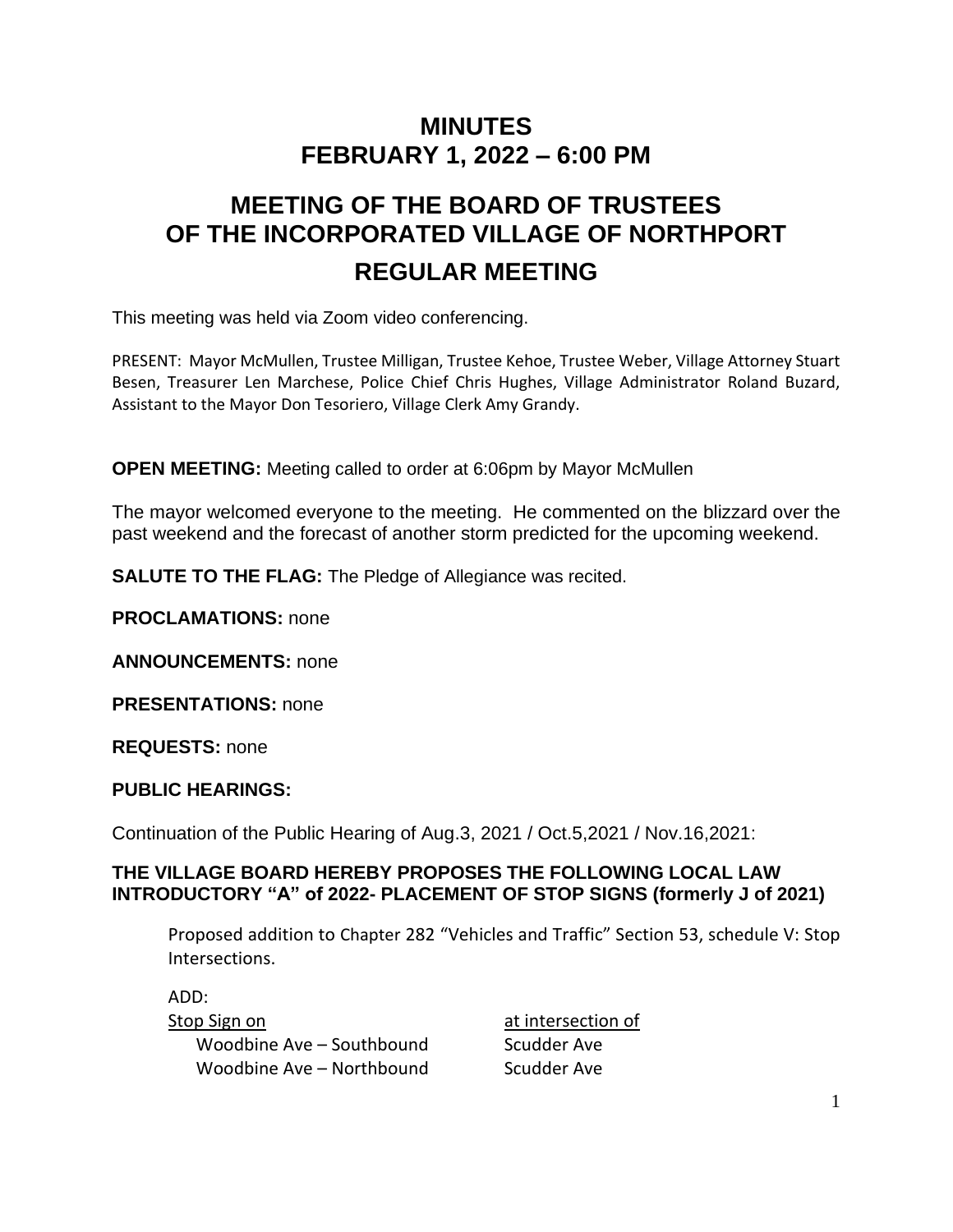# MINUTES
# FEBRUARY 1, 2022 – 6:00 PM

# MEETING OF THE BOARD OF TRUSTEES OF THE INCORPORATED VILLAGE OF NORTHPORT

## REGULAR MEETING

This meeting was held via Zoom video conferencing.

PRESENT: Mayor McMullen, Trustee Milligan, Trustee Kehoe, Trustee Weber, Village Attorney Stuart Besen, Treasurer Len Marchese, Police Chief Chris Hughes, Village Administrator Roland Buzard, Assistant to the Mayor Don Tesoriero, Village Clerk Amy Grandy.

**OPEN MEETING:** Meeting called to order at 6:06pm by Mayor McMullen

The mayor welcomed everyone to the meeting. He commented on the blizzard over the past weekend and the forecast of another storm predicted for the upcoming weekend.

**SALUTE TO THE FLAG:** The Pledge of Allegiance was recited.

**PROCLAMATIONS:** none

**ANNOUNCEMENTS:** none

**PRESENTATIONS:** none

**REQUESTS:** none

**PUBLIC HEARINGS:**

Continuation of the Public Hearing of Aug.3, 2021 / Oct.5,2021 / Nov.16,2021:

**THE VILLAGE BOARD HEREBY PROPOSES THE FOLLOWING LOCAL LAW INTRODUCTORY "A" of 2022- PLACEMENT OF STOP SIGNS (formerly J of 2021)**

Proposed addition to Chapter 282 "Vehicles and Traffic" Section 53, schedule V: Stop Intersections.

ADD:

| Stop Sign on | at intersection of |
|---|---|
| Woodbine Ave – Southbound | Scudder Ave |
| Woodbine Ave – Northbound | Scudder Ave |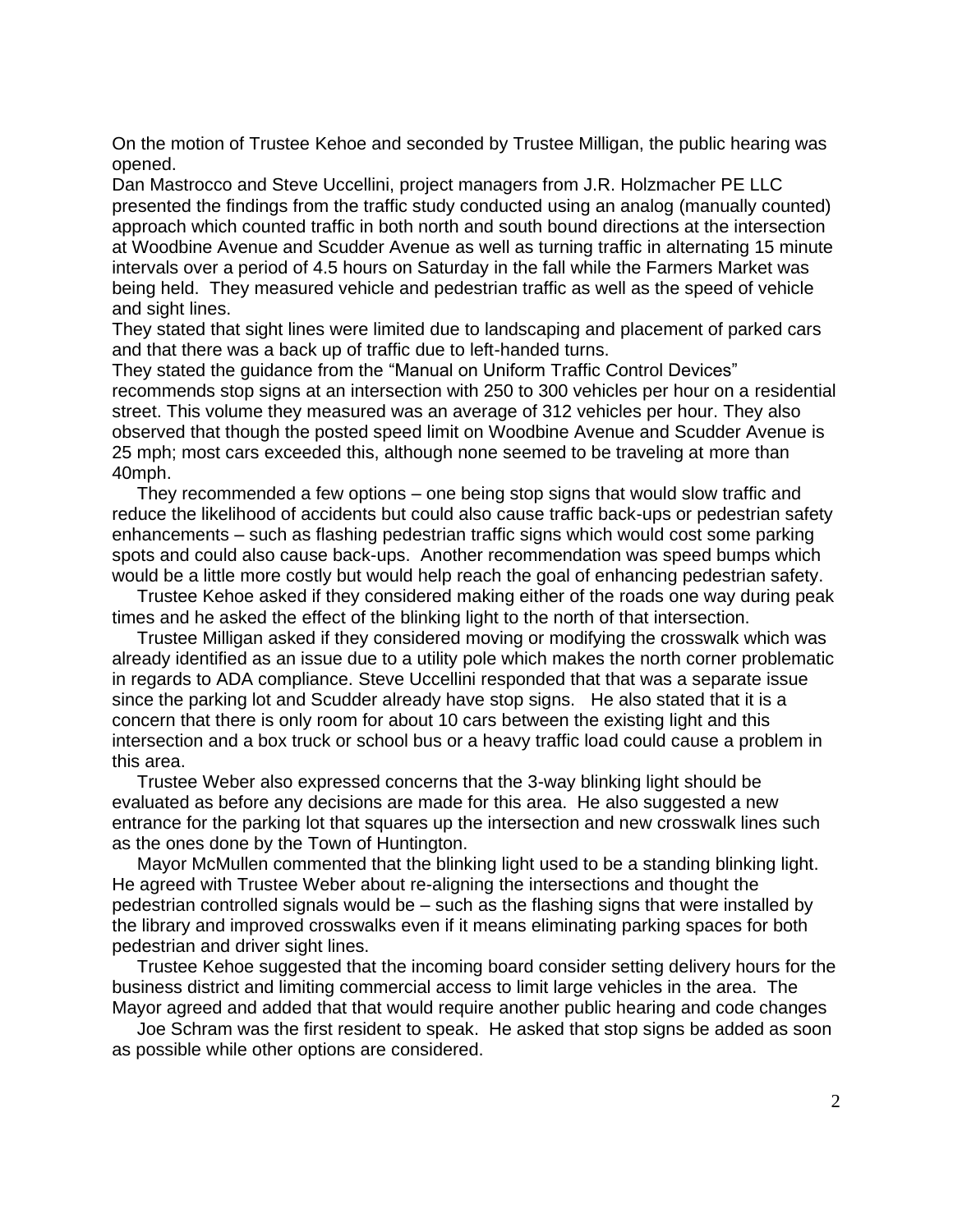On the motion of Trustee Kehoe and seconded by Trustee Milligan, the public hearing was opened.

Dan Mastrocco and Steve Uccellini, project managers from J.R. Holzmacher PE LLC presented the findings from the traffic study conducted using an analog (manually counted) approach which counted traffic in both north and south bound directions at the intersection at Woodbine Avenue and Scudder Avenue as well as turning traffic in alternating 15 minute intervals over a period of 4.5 hours on Saturday in the fall while the Farmers Market was being held. They measured vehicle and pedestrian traffic as well as the speed of vehicle and sight lines.

They stated that sight lines were limited due to landscaping and placement of parked cars and that there was a back up of traffic due to left-handed turns.

They stated the guidance from the "Manual on Uniform Traffic Control Devices" recommends stop signs at an intersection with 250 to 300 vehicles per hour on a residential street. This volume they measured was an average of 312 vehicles per hour. They also observed that though the posted speed limit on Woodbine Avenue and Scudder Avenue is 25 mph; most cars exceeded this, although none seemed to be traveling at more than 40mph.

They recommended a few options – one being stop signs that would slow traffic and reduce the likelihood of accidents but could also cause traffic back-ups or pedestrian safety enhancements – such as flashing pedestrian traffic signs which would cost some parking spots and could also cause back-ups. Another recommendation was speed bumps which would be a little more costly but would help reach the goal of enhancing pedestrian safety.

Trustee Kehoe asked if they considered making either of the roads one way during peak times and he asked the effect of the blinking light to the north of that intersection.

Trustee Milligan asked if they considered moving or modifying the crosswalk which was already identified as an issue due to a utility pole which makes the north corner problematic in regards to ADA compliance. Steve Uccellini responded that that was a separate issue since the parking lot and Scudder already have stop signs. He also stated that it is a concern that there is only room for about 10 cars between the existing light and this intersection and a box truck or school bus or a heavy traffic load could cause a problem in this area.

Trustee Weber also expressed concerns that the 3-way blinking light should be evaluated as before any decisions are made for this area. He also suggested a new entrance for the parking lot that squares up the intersection and new crosswalk lines such as the ones done by the Town of Huntington.

Mayor McMullen commented that the blinking light used to be a standing blinking light. He agreed with Trustee Weber about re-aligning the intersections and thought the pedestrian controlled signals would be – such as the flashing signs that were installed by the library and improved crosswalks even if it means eliminating parking spaces for both pedestrian and driver sight lines.

Trustee Kehoe suggested that the incoming board consider setting delivery hours for the business district and limiting commercial access to limit large vehicles in the area. The Mayor agreed and added that that would require another public hearing and code changes

Joe Schram was the first resident to speak. He asked that stop signs be added as soon as possible while other options are considered.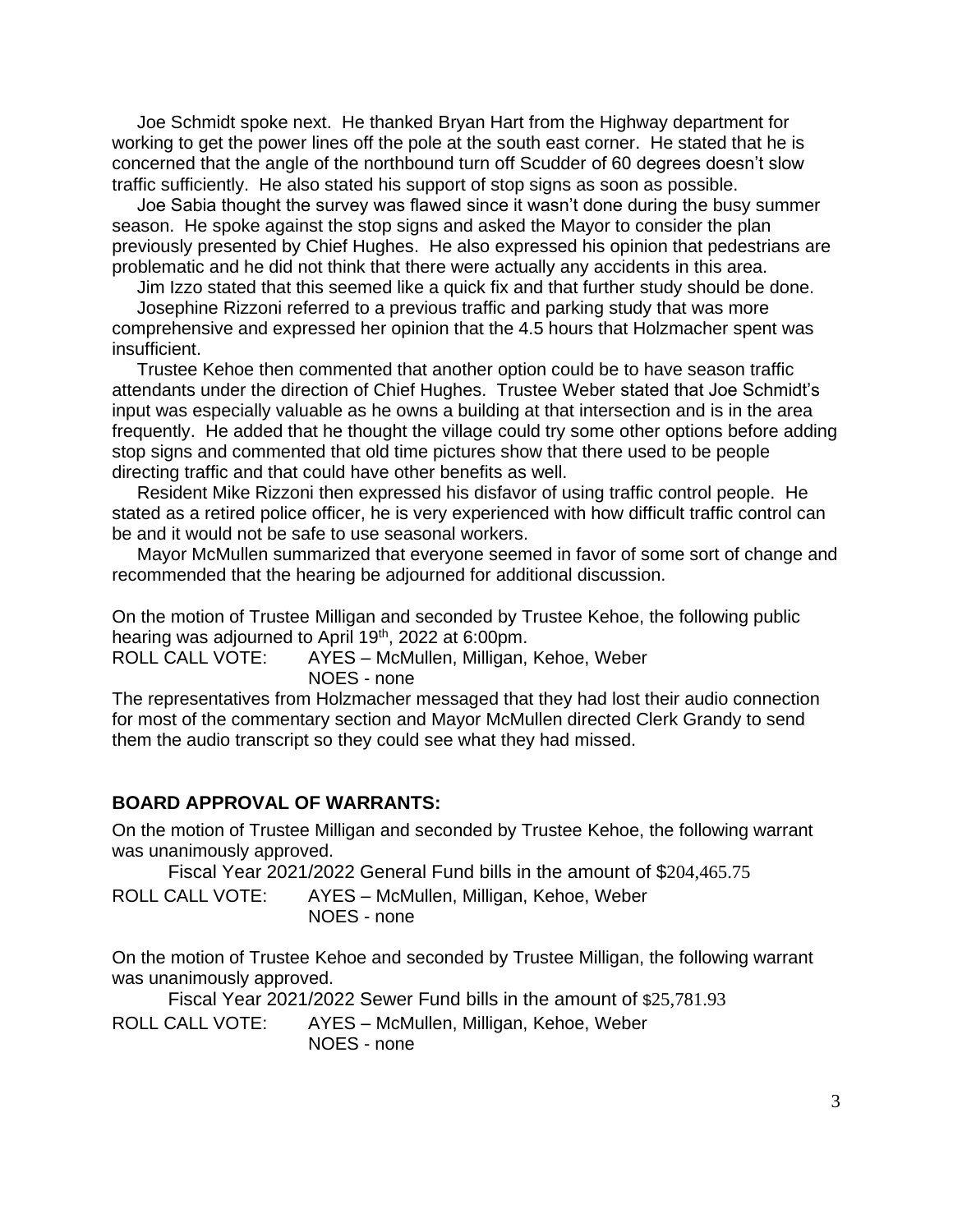Joe Schmidt spoke next. He thanked Bryan Hart from the Highway department for working to get the power lines off the pole at the south east corner. He stated that he is concerned that the angle of the northbound turn off Scudder of 60 degrees doesn't slow traffic sufficiently. He also stated his support of stop signs as soon as possible.

Joe Sabia thought the survey was flawed since it wasn't done during the busy summer season. He spoke against the stop signs and asked the Mayor to consider the plan previously presented by Chief Hughes. He also expressed his opinion that pedestrians are problematic and he did not think that there were actually any accidents in this area.

Jim Izzo stated that this seemed like a quick fix and that further study should be done.

Josephine Rizzoni referred to a previous traffic and parking study that was more comprehensive and expressed her opinion that the 4.5 hours that Holzmacher spent was insufficient.

Trustee Kehoe then commented that another option could be to have season traffic attendants under the direction of Chief Hughes. Trustee Weber stated that Joe Schmidt's input was especially valuable as he owns a building at that intersection and is in the area frequently. He added that he thought the village could try some other options before adding stop signs and commented that old time pictures show that there used to be people directing traffic and that could have other benefits as well.

Resident Mike Rizzoni then expressed his disfavor of using traffic control people. He stated as a retired police officer, he is very experienced with how difficult traffic control can be and it would not be safe to use seasonal workers.

Mayor McMullen summarized that everyone seemed in favor of some sort of change and recommended that the hearing be adjourned for additional discussion.

On the motion of Trustee Milligan and seconded by Trustee Kehoe, the following public hearing was adjourned to April 19th, 2022 at 6:00pm.

ROLL CALL VOTE: AYES – McMullen, Milligan, Kehoe, Weber
NOES - none

The representatives from Holzmacher messaged that they had lost their audio connection for most of the commentary section and Mayor McMullen directed Clerk Grandy to send them the audio transcript so they could see what they had missed.

## BOARD APPROVAL OF WARRANTS:

On the motion of Trustee Milligan and seconded by Trustee Kehoe, the following warrant was unanimously approved.

Fiscal Year 2021/2022 General Fund bills in the amount of $204,465.75

ROLL CALL VOTE: AYES – McMullen, Milligan, Kehoe, Weber
NOES - none

On the motion of Trustee Kehoe and seconded by Trustee Milligan, the following warrant was unanimously approved.

Fiscal Year 2021/2022 Sewer Fund bills in the amount of $25,781.93

ROLL CALL VOTE: AYES – McMullen, Milligan, Kehoe, Weber
NOES - none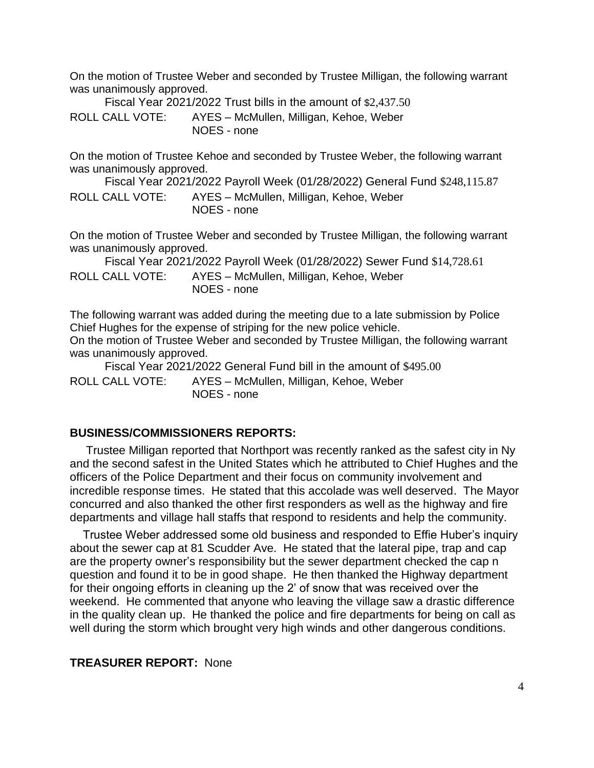On the motion of Trustee Weber and seconded by Trustee Milligan, the following warrant was unanimously approved.

Fiscal Year 2021/2022 Trust bills in the amount of $2,437.50

ROLL CALL VOTE: AYES – McMullen, Milligan, Kehoe, Weber
NOES - none

On the motion of Trustee Kehoe and seconded by Trustee Weber, the following warrant was unanimously approved.

Fiscal Year 2021/2022 Payroll Week (01/28/2022) General Fund $248,115.87

ROLL CALL VOTE: AYES – McMullen, Milligan, Kehoe, Weber
NOES - none

On the motion of Trustee Weber and seconded by Trustee Milligan, the following warrant was unanimously approved.

Fiscal Year 2021/2022 Payroll Week (01/28/2022) Sewer Fund $14,728.61

ROLL CALL VOTE: AYES – McMullen, Milligan, Kehoe, Weber
NOES - none

The following warrant was added during the meeting due to a late submission by Police Chief Hughes for the expense of striping for the new police vehicle.
On the motion of Trustee Weber and seconded by Trustee Milligan, the following warrant was unanimously approved.

Fiscal Year 2021/2022 General Fund bill in the amount of $495.00

ROLL CALL VOTE: AYES – McMullen, Milligan, Kehoe, Weber
NOES - none

**BUSINESS/COMMISSIONERS REPORTS:**

Trustee Milligan reported that Northport was recently ranked as the safest city in Ny and the second safest in the United States which he attributed to Chief Hughes and the officers of the Police Department and their focus on community involvement and incredible response times. He stated that this accolade was well deserved. The Mayor concurred and also thanked the other first responders as well as the highway and fire departments and village hall staffs that respond to residents and help the community.

Trustee Weber addressed some old business and responded to Effie Huber's inquiry about the sewer cap at 81 Scudder Ave. He stated that the lateral pipe, trap and cap are the property owner's responsibility but the sewer department checked the cap n question and found it to be in good shape. He then thanked the Highway department for their ongoing efforts in cleaning up the 2' of snow that was received over the weekend. He commented that anyone who leaving the village saw a drastic difference in the quality clean up. He thanked the police and fire departments for being on call as well during the storm which brought very high winds and other dangerous conditions.

**TREASURER REPORT:** None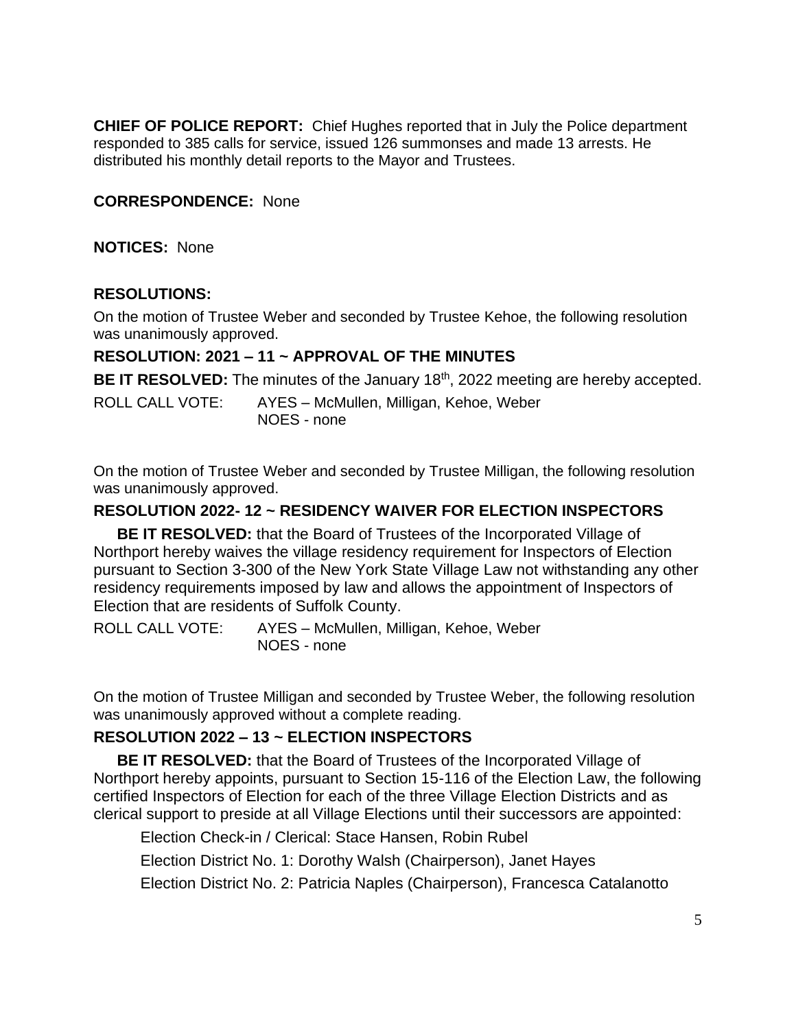**CHIEF OF POLICE REPORT:** Chief Hughes reported that in July the Police department responded to 385 calls for service, issued 126 summonses and made 13 arrests. He distributed his monthly detail reports to the Mayor and Trustees.

**CORRESPONDENCE:** None

**NOTICES:** None

**RESOLUTIONS:**

On the motion of Trustee Weber and seconded by Trustee Kehoe, the following resolution was unanimously approved.

**RESOLUTION: 2021 – 11 ~ APPROVAL OF THE MINUTES**

**BE IT RESOLVED:** The minutes of the January 18th, 2022 meeting are hereby accepted.

ROLL CALL VOTE: AYES – McMullen, Milligan, Kehoe, Weber
NOES - none

On the motion of Trustee Weber and seconded by Trustee Milligan, the following resolution was unanimously approved.

**RESOLUTION 2022- 12 ~ RESIDENCY WAIVER FOR ELECTION INSPECTORS**

**BE IT RESOLVED:** that the Board of Trustees of the Incorporated Village of Northport hereby waives the village residency requirement for Inspectors of Election pursuant to Section 3-300 of the New York State Village Law not withstanding any other residency requirements imposed by law and allows the appointment of Inspectors of Election that are residents of Suffolk County.

ROLL CALL VOTE: AYES – McMullen, Milligan, Kehoe, Weber
NOES - none

On the motion of Trustee Milligan and seconded by Trustee Weber, the following resolution was unanimously approved without a complete reading.

**RESOLUTION 2022 – 13 ~ ELECTION INSPECTORS**

**BE IT RESOLVED:** that the Board of Trustees of the Incorporated Village of Northport hereby appoints, pursuant to Section 15-116 of the Election Law, the following certified Inspectors of Election for each of the three Village Election Districts and as clerical support to preside at all Village Elections until their successors are appointed:

Election Check-in / Clerical: Stace Hansen, Robin Rubel

Election District No. 1: Dorothy Walsh (Chairperson), Janet Hayes

Election District No. 2: Patricia Naples (Chairperson), Francesca Catalanotto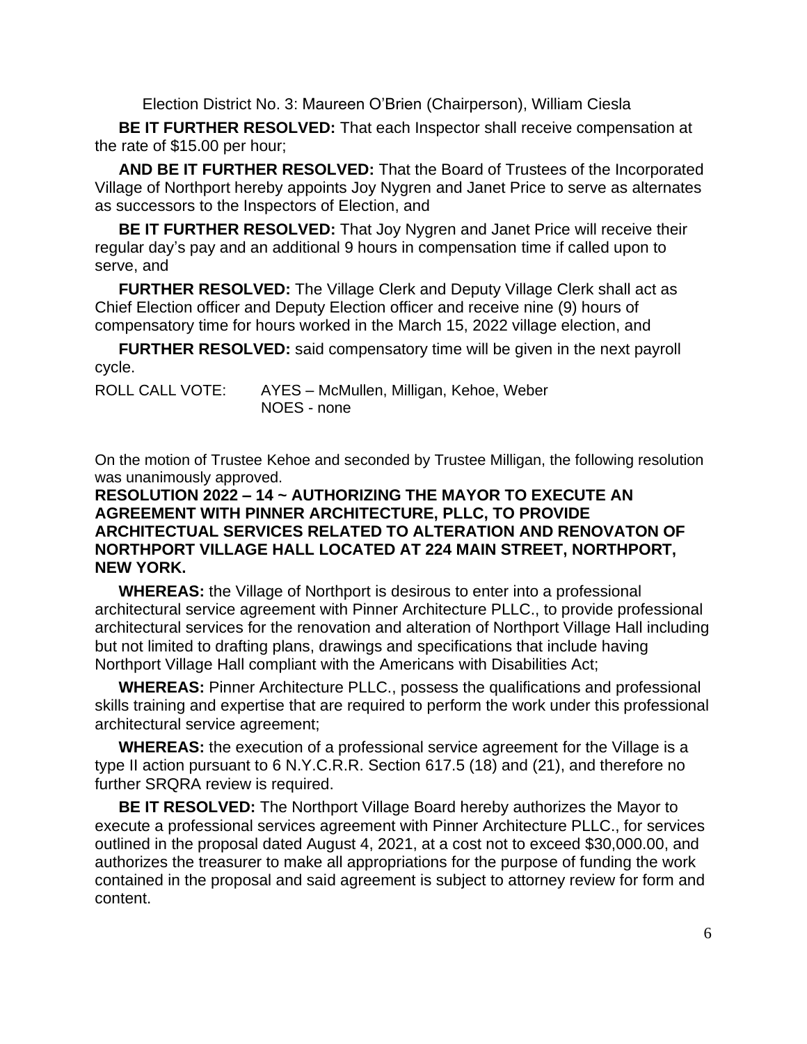Election District No. 3: Maureen O'Brien (Chairperson), William Ciesla

**BE IT FURTHER RESOLVED:** That each Inspector shall receive compensation at the rate of $15.00 per hour;

**AND BE IT FURTHER RESOLVED:** That the Board of Trustees of the Incorporated Village of Northport hereby appoints Joy Nygren and Janet Price to serve as alternates as successors to the Inspectors of Election, and

**BE IT FURTHER RESOLVED:** That Joy Nygren and Janet Price will receive their regular day's pay and an additional 9 hours in compensation time if called upon to serve, and

**FURTHER RESOLVED:** The Village Clerk and Deputy Village Clerk shall act as Chief Election officer and Deputy Election officer and receive nine (9) hours of compensatory time for hours worked in the March 15, 2022 village election, and

**FURTHER RESOLVED:** said compensatory time will be given in the next payroll cycle.

ROLL CALL VOTE: AYES – McMullen, Milligan, Kehoe, Weber
NOES - none

On the motion of Trustee Kehoe and seconded by Trustee Milligan, the following resolution was unanimously approved.

**RESOLUTION 2022 – 14 ~ AUTHORIZING THE MAYOR TO EXECUTE AN AGREEMENT WITH PINNER ARCHITECTURE, PLLC, TO PROVIDE ARCHITECTUAL SERVICES RELATED TO ALTERATION AND RENOVATON OF NORTHPORT VILLAGE HALL LOCATED AT 224 MAIN STREET, NORTHPORT, NEW YORK.**

**WHEREAS:** the Village of Northport is desirous to enter into a professional architectural service agreement with Pinner Architecture PLLC., to provide professional architectural services for the renovation and alteration of Northport Village Hall including but not limited to drafting plans, drawings and specifications that include having Northport Village Hall compliant with the Americans with Disabilities Act;

**WHEREAS:** Pinner Architecture PLLC., possess the qualifications and professional skills training and expertise that are required to perform the work under this professional architectural service agreement;

**WHEREAS:** the execution of a professional service agreement for the Village is a type II action pursuant to 6 N.Y.C.R.R. Section 617.5 (18) and (21), and therefore no further SRQRA review is required.

**BE IT RESOLVED:** The Northport Village Board hereby authorizes the Mayor to execute a professional services agreement with Pinner Architecture PLLC., for services outlined in the proposal dated August 4, 2021, at a cost not to exceed $30,000.00, and authorizes the treasurer to make all appropriations for the purpose of funding the work contained in the proposal and said agreement is subject to attorney review for form and content.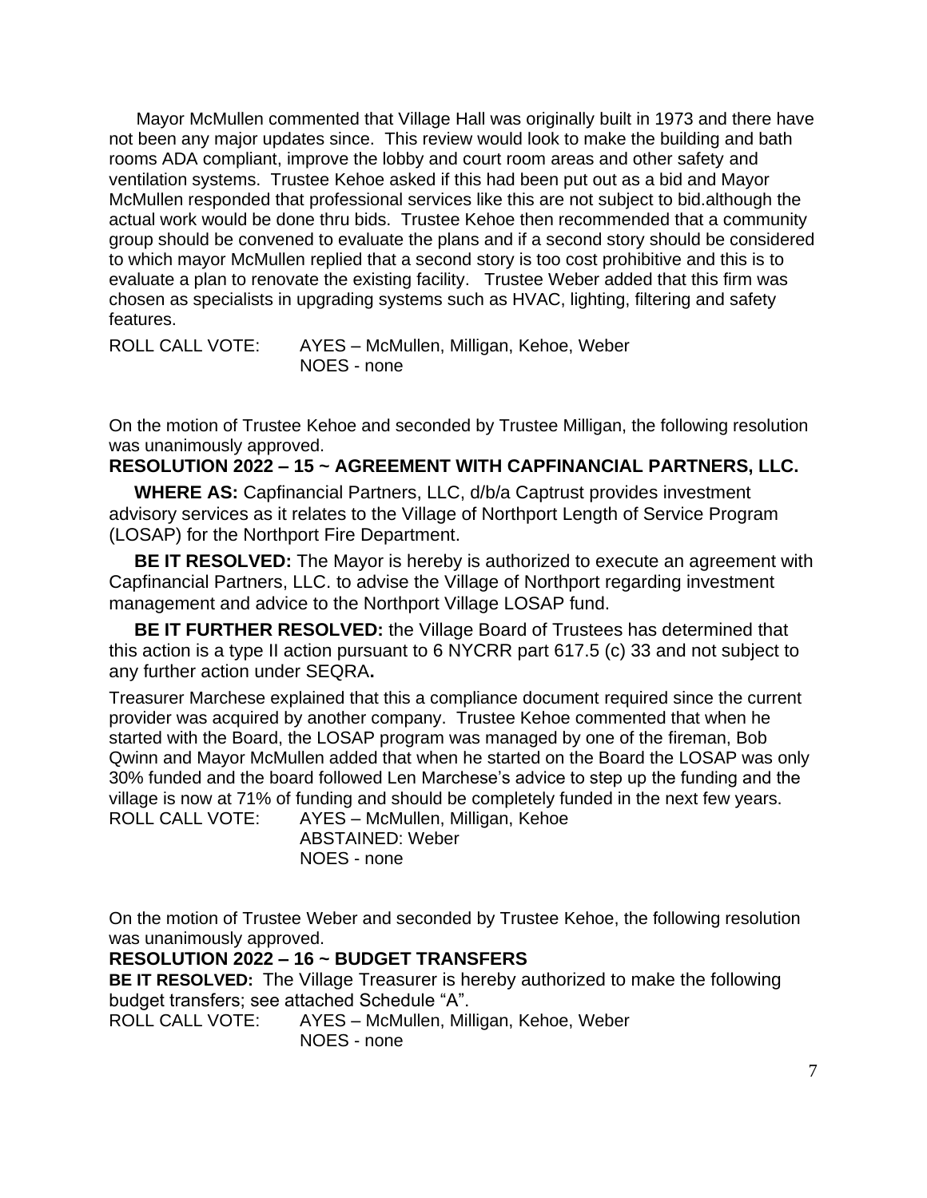Mayor McMullen commented that Village Hall was originally built in 1973 and there have not been any major updates since. This review would look to make the building and bath rooms ADA compliant, improve the lobby and court room areas and other safety and ventilation systems. Trustee Kehoe asked if this had been put out as a bid and Mayor McMullen responded that professional services like this are not subject to bid.although the actual work would be done thru bids. Trustee Kehoe then recommended that a community group should be convened to evaluate the plans and if a second story should be considered to which mayor McMullen replied that a second story is too cost prohibitive and this is to evaluate a plan to renovate the existing facility. Trustee Weber added that this firm was chosen as specialists in upgrading systems such as HVAC, lighting, filtering and safety features.

ROLL CALL VOTE: AYES – McMullen, Milligan, Kehoe, Weber
NOES - none

On the motion of Trustee Kehoe and seconded by Trustee Milligan, the following resolution was unanimously approved.

**RESOLUTION 2022 – 15 ~ AGREEMENT WITH CAPFINANCIAL PARTNERS, LLC.**

**WHERE AS:** Capfinancial Partners, LLC, d/b/a Captrust provides investment advisory services as it relates to the Village of Northport Length of Service Program (LOSAP) for the Northport Fire Department.

**BE IT RESOLVED:** The Mayor is hereby is authorized to execute an agreement with Capfinancial Partners, LLC. to advise the Village of Northport regarding investment management and advice to the Northport Village LOSAP fund.

**BE IT FURTHER RESOLVED:** the Village Board of Trustees has determined that this action is a type II action pursuant to 6 NYCRR part 617.5 (c) 33 and not subject to any further action under SEQRA**.**

Treasurer Marchese explained that this a compliance document required since the current provider was acquired by another company. Trustee Kehoe commented that when he started with the Board, the LOSAP program was managed by one of the fireman, Bob Qwinn and Mayor McMullen added that when he started on the Board the LOSAP was only 30% funded and the board followed Len Marchese's advice to step up the funding and the village is now at 71% of funding and should be completely funded in the next few years.

ROLL CALL VOTE: AYES – McMullen, Milligan, Kehoe
ABSTAINED: Weber
NOES - none

On the motion of Trustee Weber and seconded by Trustee Kehoe, the following resolution was unanimously approved.

**RESOLUTION 2022 – 16 ~ BUDGET TRANSFERS**

**BE IT RESOLVED:** The Village Treasurer is hereby authorized to make the following budget transfers; see attached Schedule "A".

ROLL CALL VOTE: AYES – McMullen, Milligan, Kehoe, Weber
NOES - none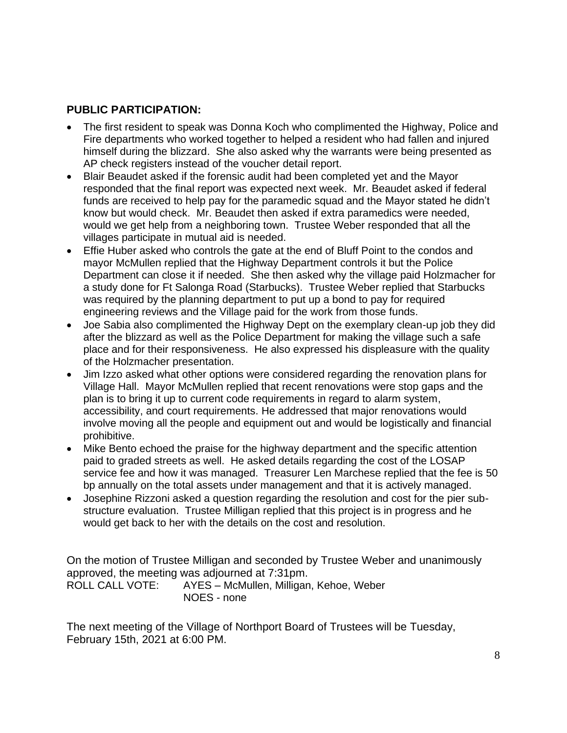## PUBLIC PARTICIPATION:

- The first resident to speak was Donna Koch who complimented the Highway, Police and Fire departments who worked together to helped a resident who had fallen and injured himself during the blizzard. She also asked why the warrants were being presented as AP check registers instead of the voucher detail report.
- Blair Beaudet asked if the forensic audit had been completed yet and the Mayor responded that the final report was expected next week. Mr. Beaudet asked if federal funds are received to help pay for the paramedic squad and the Mayor stated he didn't know but would check. Mr. Beaudet then asked if extra paramedics were needed, would we get help from a neighboring town. Trustee Weber responded that all the villages participate in mutual aid is needed.
- Effie Huber asked who controls the gate at the end of Bluff Point to the condos and mayor McMullen replied that the Highway Department controls it but the Police Department can close it if needed. She then asked why the village paid Holzmacher for a study done for Ft Salonga Road (Starbucks). Trustee Weber replied that Starbucks was required by the planning department to put up a bond to pay for required engineering reviews and the Village paid for the work from those funds.
- Joe Sabia also complimented the Highway Dept on the exemplary clean-up job they did after the blizzard as well as the Police Department for making the village such a safe place and for their responsiveness. He also expressed his displeasure with the quality of the Holzmacher presentation.
- Jim Izzo asked what other options were considered regarding the renovation plans for Village Hall. Mayor McMullen replied that recent renovations were stop gaps and the plan is to bring it up to current code requirements in regard to alarm system, accessibility, and court requirements. He addressed that major renovations would involve moving all the people and equipment out and would be logistically and financial prohibitive.
- Mike Bento echoed the praise for the highway department and the specific attention paid to graded streets as well. He asked details regarding the cost of the LOSAP service fee and how it was managed. Treasurer Len Marchese replied that the fee is 50 bp annually on the total assets under management and that it is actively managed.
- Josephine Rizzoni asked a question regarding the resolution and cost for the pier sub-structure evaluation. Trustee Milligan replied that this project is in progress and he would get back to her with the details on the cost and resolution.

On the motion of Trustee Milligan and seconded by Trustee Weber and unanimously approved, the meeting was adjourned at 7:31pm.

ROLL CALL VOTE: AYES – McMullen, Milligan, Kehoe, Weber
NOES - none

The next meeting of the Village of Northport Board of Trustees will be Tuesday, February 15th, 2021 at 6:00 PM.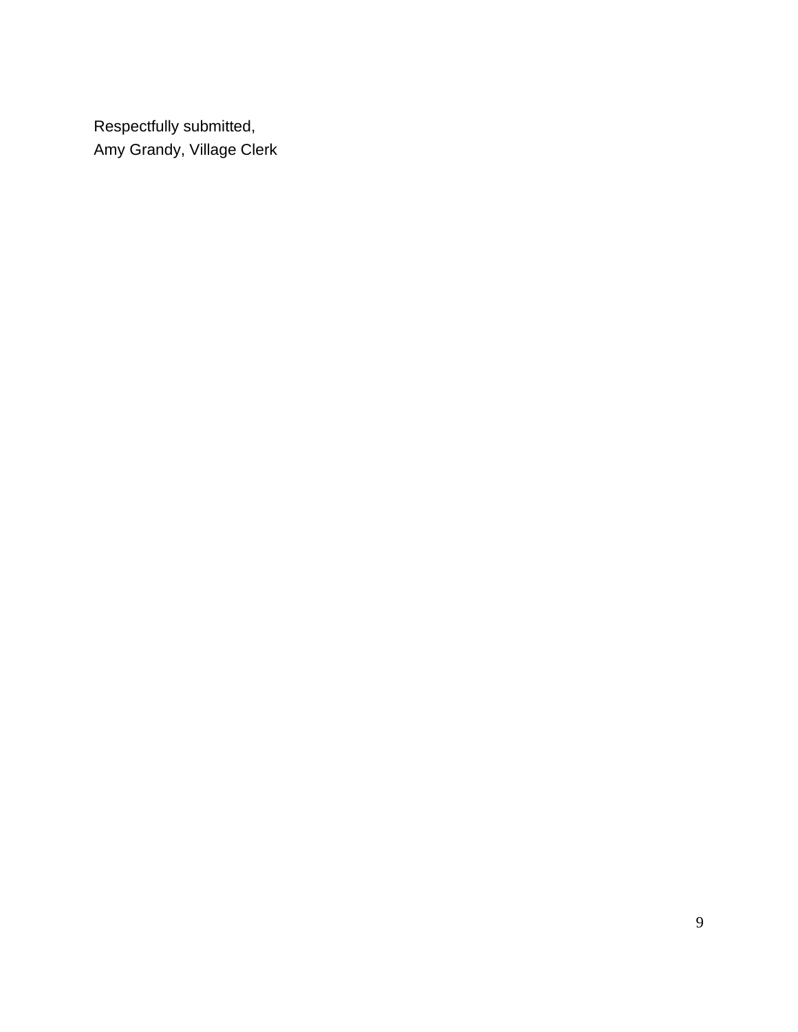Respectfully submitted,
Amy Grandy, Village Clerk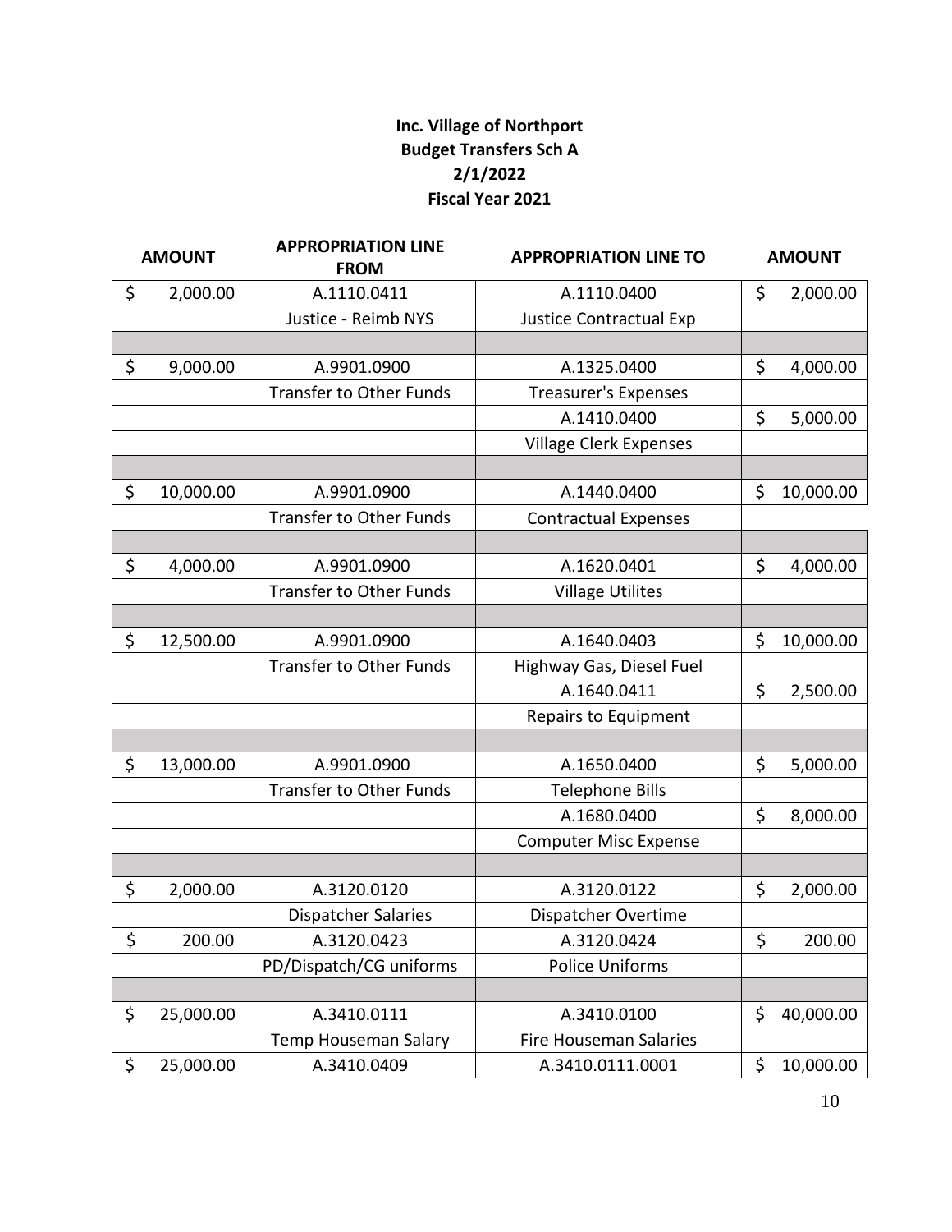**Inc. Village of Northport**
**Budget Transfers Sch A**
**2/1/2022**
**Fiscal Year 2021**

| AMOUNT | APPROPRIATION LINE FROM | APPROPRIATION LINE TO | AMOUNT |
|---|---|---|---|
| $ 2,000.00 | A.1110.0411 | A.1110.0400 | $ 2,000.00 |
| | Justice - Reimb NYS | Justice Contractual Exp | |
| | | | |
| $ 9,000.00 | A.9901.0900 | A.1325.0400 | $ 4,000.00 |
| | Transfer to Other Funds | Treasurer's Expenses | |
| | | A.1410.0400 | $ 5,000.00 |
| | | Village Clerk Expenses | |
| | | | |
| $ 10,000.00 | A.9901.0900 | A.1440.0400 | $ 10,000.00 |
| | Transfer to Other Funds | Contractual Expenses | |
| | | | |
| $ 4,000.00 | A.9901.0900 | A.1620.0401 | $ 4,000.00 |
| | Transfer to Other Funds | Village Utilites | |
| | | | |
| $ 12,500.00 | A.9901.0900 | A.1640.0403 | $ 10,000.00 |
| | Transfer to Other Funds | Highway Gas, Diesel Fuel | |
| | | A.1640.0411 | $ 2,500.00 |
| | | Repairs to Equipment | |
| | | | |
| $ 13,000.00 | A.9901.0900 | A.1650.0400 | $ 5,000.00 |
| | Transfer to Other Funds | Telephone Bills | |
| | | A.1680.0400 | $ 8,000.00 |
| | | Computer Misc Expense | |
| | | | |
| $ 2,000.00 | A.3120.0120 | A.3120.0122 | $ 2,000.00 |
| | Dispatcher Salaries | Dispatcher Overtime | |
| $ 200.00 | A.3120.0423 | A.3120.0424 | $ 200.00 |
| | PD/Dispatch/CG uniforms | Police Uniforms | |
| | | | |
| $ 25,000.00 | A.3410.0111 | A.3410.0100 | $ 40,000.00 |
| | Temp Houseman Salary | Fire Houseman Salaries | |
| $ 25,000.00 | A.3410.0409 | A.3410.0111.0001 | $ 10,000.00 |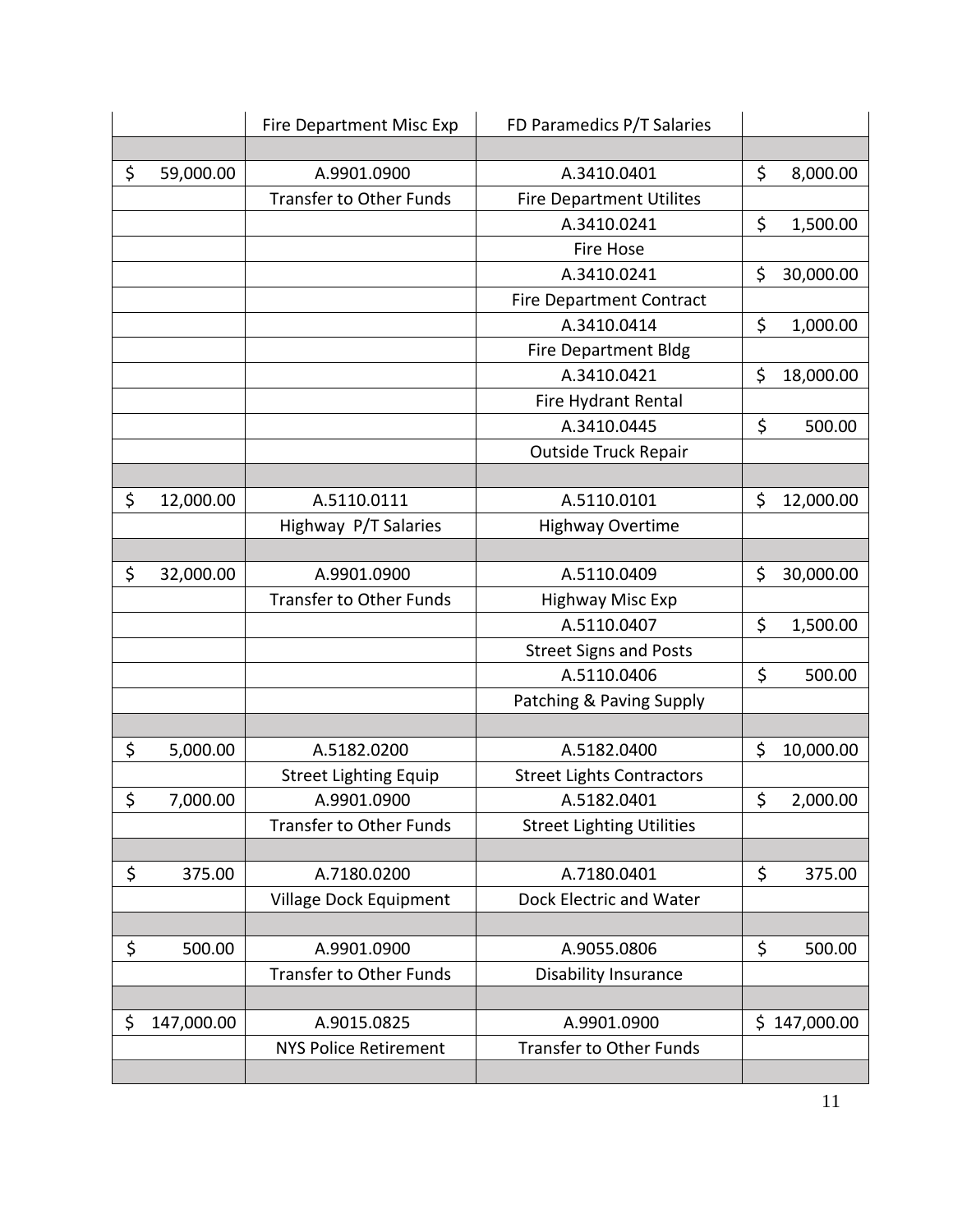| | | | |
|---|---|---|---|
| | Fire Department Misc Exp | FD Paramedics P/T Salaries | |
| | | | |
| $ 59,000.00 | A.9901.0900 | A.3410.0401 | $ 8,000.00 |
| | Transfer to Other Funds | Fire Department Utilites | |
| | | A.3410.0241 | $ 1,500.00 |
| | | Fire Hose | |
| | | A.3410.0241 | $ 30,000.00 |
| | | Fire Department Contract | |
| | | A.3410.0414 | $ 1,000.00 |
| | | Fire Department Bldg | |
| | | A.3410.0421 | $ 18,000.00 |
| | | Fire Hydrant Rental | |
| | | A.3410.0445 | $ 500.00 |
| | | Outside Truck Repair | |
| | | | |
| $ 12,000.00 | A.5110.0111 | A.5110.0101 | $ 12,000.00 |
| | Highway P/T Salaries | Highway Overtime | |
| | | | |
| $ 32,000.00 | A.9901.0900 | A.5110.0409 | $ 30,000.00 |
| | Transfer to Other Funds | Highway Misc Exp | |
| | | A.5110.0407 | $ 1,500.00 |
| | | Street Signs and Posts | |
| | | A.5110.0406 | $ 500.00 |
| | | Patching & Paving Supply | |
| | | | |
| $ 5,000.00 | A.5182.0200 | A.5182.0400 | $ 10,000.00 |
| | Street Lighting Equip | Street Lights Contractors | |
| $ 7,000.00 | A.9901.0900 | A.5182.0401 | $ 2,000.00 |
| | Transfer to Other Funds | Street Lighting Utilities | |
| | | | |
| $ 375.00 | A.7180.0200 | A.7180.0401 | $ 375.00 |
| | Village Dock Equipment | Dock Electric and Water | |
| | | | |
| $ 500.00 | A.9901.0900 | A.9055.0806 | $ 500.00 |
| | Transfer to Other Funds | Disability Insurance | |
| | | | |
| $ 147,000.00 | A.9015.0825 | A.9901.0900 | $ 147,000.00 |
| | NYS Police Retirement | Transfer to Other Funds | |
| | | | |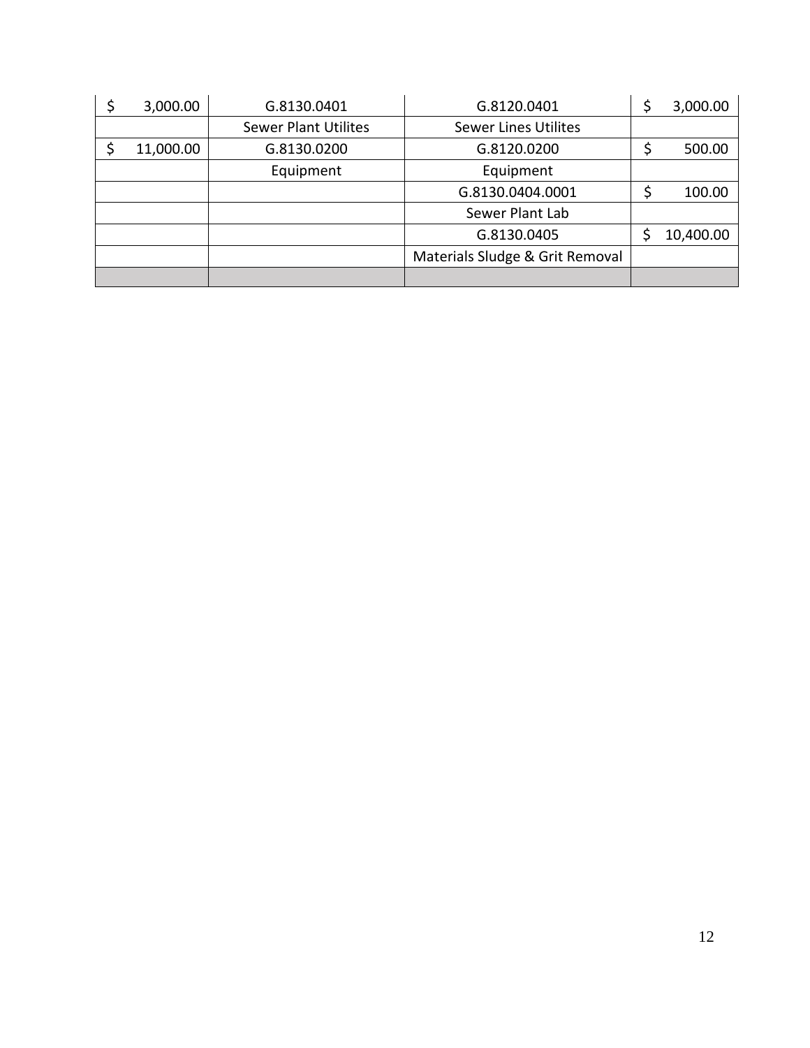| | | | |
|---|---|---|---|
| $ 3,000.00 | G.8130.0401 | G.8120.0401 | $ 3,000.00 |
| | Sewer Plant Utilites | Sewer Lines Utilites | |
| $ 11,000.00 | G.8130.0200 | G.8120.0200 | $ 500.00 |
| | Equipment | Equipment | |
| | | G.8130.0404.0001 | $ 100.00 |
| | | Sewer Plant Lab | |
| | | G.8130.0405 | $ 10,400.00 |
| | | Materials Sludge & Grit Removal | |
| | | | |